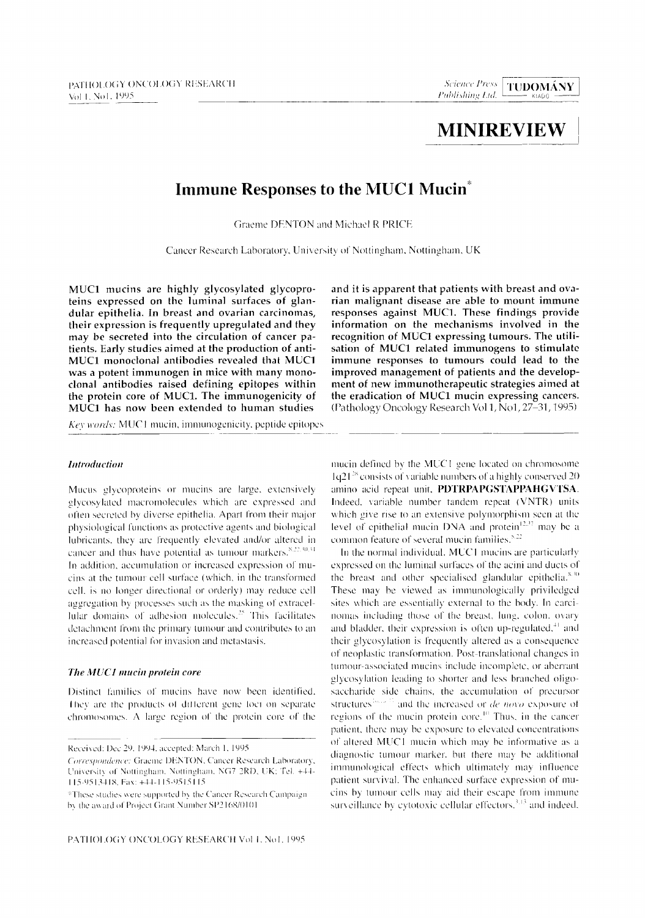# MINIREVIEW

## Immune Responses to the MUC1 Mucin*

Graeme DENTON and Michael R PRICE

Cancer Research Laboratory, University of Nottingham, Nottingham, UK

**MUC1 mucins are highly glycosylated glycoproteins expressed on the luminal surfaces of glandular epithelia. In breast and ovarian carcinomas, their expression is frequently upregulated and they may be secreted into the circulation of cancer patients. Early studies aimed at the production of anti-MUC1 monoclonal antibodies revealed that MUC1 was a potent immunogen in mice with many monoclonal antibodies raised defining epitopes within the protein core of MUC1. The immunogenicity of MUC1 has now been extended to human studies and it is apparent that patients with breast and ovarian malignant disease are able to mount immune responses against MUC1. These findings provide information on the mechanisms involved in the recognition of MUC1 expressing tumours. The utilisation of MUC1 related immunogens to stimulate immune responses to tumours could lead to the improved management of patients and the development of new immunotherapeutic strategies aimed at the eradication of MUC1 mucin expressing cancers.** (Pathology Oncology Research Vol 1, No1, 27–31, 1995)

*Key words:* MUC1 mucin, immunogenicity, peptide epitopes

### *Introduction*

Mucus glycoproteins or mucins are large, extensively glycosylated macromolecules which are expressed and often secreted by diverse epithelia. Apart from their major physiological functions as protective agents and biological lubricants, they are frequently elevated and/or altered in cancer and thus have potential as tumour markers.[8,22,30,31] In addition, accumulation or increased expression of mucins at the tumour cell surface (which, in the transformed cell, is no longer directional or orderly) may reduce cell aggregation by processes such as the masking of extracellular domains of adhesion molecules.[25] This facilitates detachment from the primary tumour and contributes to an increased potential for invasion and metastasis.

### *The MUC1 mucin protein core*

Distinct families of mucins have now been identified. They are the products of different gene loci on separate chromosomes. A large region of the protein core of the mucin defined by the MUC1 gene located on chromosome 1q21[28] consists of variable numbers of a highly conserved 20 amino acid repeat unit, **PDTRPAPGSTAPPAHGVTSA**. Indeed, variable number tandem repeat (VNTR) units which give rise to an extensive polymorphism seen at the level of epithelial mucin DNA and protein[12,37] may be a common feature of several mucin families.[8,22]

In the normal individual, MUC1 mucins are particularly expressed on the luminal surfaces of the acini and ducts of the breast and other specialised glandular epithelia.[8,30] These may be viewed as immunologically priviledged sites which are essentially external to the body. In carcinomas including those of the breast, lung, colon, ovary and bladder, their expression is often up-regulated,[41] and their glycosylation is frequently altered as a consequence of neoplastic transformation. Post-translational changes in tumour-associated mucins include incomplete, or aberrant glycosylation leading to shorter and less branched oligosaccharide side chains, the accumulation of precursor structures[26-27] and the increased or *de novo* exposure of regions of the mucin protein core.[10] Thus, in the cancer patient, there may be exposure to elevated concentrations of altered MUC1 mucin which may be informative as a diagnostic tumour marker, but there may be additional immunological effects which ultimately may influence patient survival. The enhanced surface expression of mucins by tumour cells may aid their escape from immune surveillance by cytotoxic cellular effectors,[3,13] and indeed,

---

Received: Dec 29, 1994, accepted: March 1, 1995

*Correspondence:* Graeme DENTON, Cancer Research Laboratory, University of Nottingham, Nottingham, NG7 2RD, UK; Tel. +44-115-9513418, Fax: +44-115-9515115

*These studies were supported by the Cancer Research Campaign by the award of Project Grant Number SP2168/0101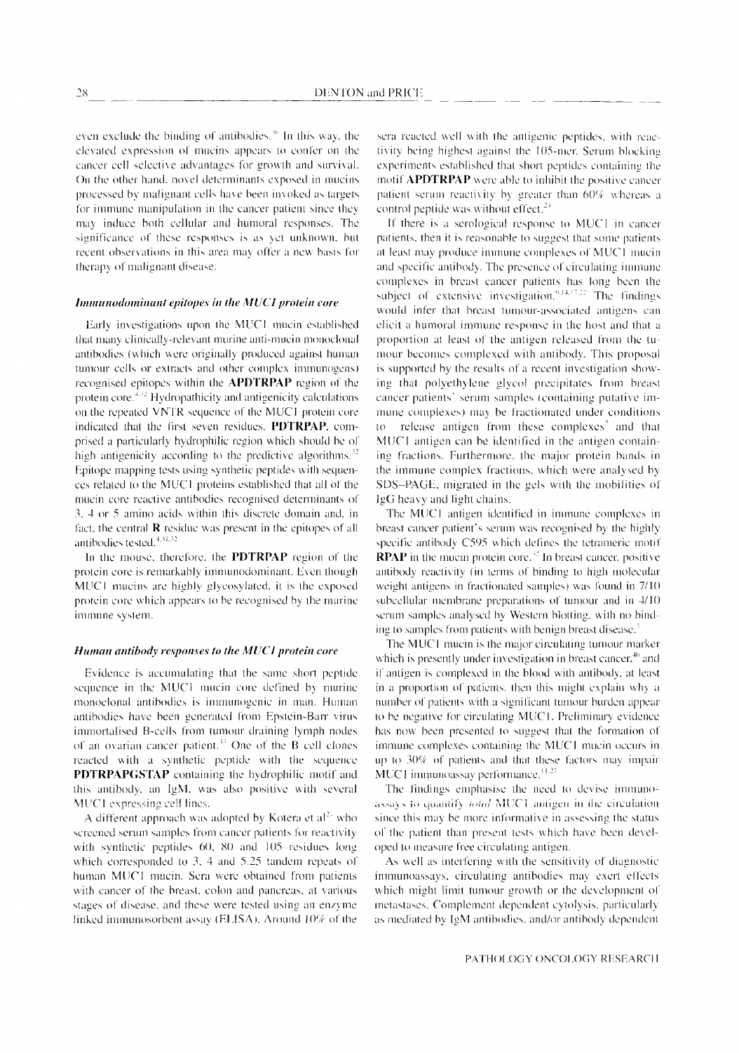even exclude the binding of antibodies.[30] In this way, the elevated expression of mucins appears to confer on the cancer cell selective advantages for growth and survival. On the other hand, novel determinants exposed in mucins processed by malignant cells have been invoked as targets for immune manipulation in the cancer patient since they may induce both cellular and humoral responses. The significance of these responses is as yet unknown, but recent observations in this area may offer a new basis for therapy of malignant disease.

### *Immunodominant epitopes in the MUC1 protein core*

Early investigations upon the MUC1 mucin established that many clinically-relevant murine anti-mucin monoclonal antibodies (which were originally produced against human tumour cells or extracts and other complex immunogens) recognised epitopes within the **APDTRPAP** region of the protein core.[4,32] Hydropathicity and antigenicity calculations on the repeated VNTR sequence of the MUC1 protein core indicated that the first seven residues, **PDTRPAP**, comprised a particularly hydrophilic region which should be of high antigenicity according to the predictive algorithms.[32] Epitope mapping tests using synthetic peptides with sequences related to the MUC1 proteins established that all of the mucin core reactive antibodies recognised determinants of 3, 4 or 5 amino acids within this discrete domain and, in fact, the central **R** residue was present in the epitopes of all antibodies tested.[4,31,32]

In the mouse, therefore, the **PDTRPAP** region of the protein core is remarkably immunodominant. Even though MUC1 mucins are highly glycosylated, it is the exposed protein core which appears to be recognised by the murine immune system.

### *Human antibody responses to the MUC1 protein core*

Evidence is accumulating that the same short peptide sequence in the MUC1 mucin core defined by murine monoclonal antibodies is immunogenic in man. Human antibodies have been generated from Epstein-Barr virus immortalised B-cells from tumour draining lymph nodes of an ovarian cancer patient.[33] One of the B cell clones reacted with a synthetic peptide with the sequence **PDTRPAPGSTAP** containing the hydrophilic motif and this antibody, an IgM, was also positive with several MUC1 expressing cell lines.

A different approach was adopted by Kotera et al[24] who screened serum samples from cancer patients for reactivity with synthetic peptides 60, 80 and 105 residues long which corresponded to 3, 4 and 5.25 tandem repeats of human MUC1 mucin. Sera were obtained from patients with cancer of the breast, colon and pancreas, at various stages of disease, and these were tested using an enzyme linked immunosorbent assay (ELISA). Around 10% of the sera reacted well with the antigenic peptides, with reactivity being highest against the 105-mer. Serum blocking experiments established that short peptides containing the motif **APDTRPAP** were able to inhibit the positive cancer patient serum reactivity by greater than 60% whereas a control peptide was without effect.[24]

If there is a serological response to MUC1 in cancer patients, then it is reasonable to suggest that some patients at least may produce immune complexes of MUC1 mucin and specific antibody. The presence of circulating immune complexes in breast cancer patients has long been the subject of extensive investigation.[9,14,17,22] The findings would infer that breast tumour-associated antigens can elicit a humoral immune response in the host and that a proportion at least of the antigen released from the tumour becomes complexed with antibody. This proposal is supported by the results of a recent investigation showing that polyethylene glycol precipitates from breast cancer patients' serum samples (containing putative immune complexes) may be fractionated under conditions to release antigen from these complexes[5] and that MUC1 antigen can be identified in the antigen containing fractions. Furthermore, the major protein bands in the immune complex fractions, which were analysed by SDS–PAGE, migrated in the gels with the mobilities of IgG heavy and light chains.

The MUC1 antigen identified in immune complexes in breast cancer patient's serum was recognised by the highly specific antibody C595 which defines the tetrameric motif **RPAP** in the mucin protein core.[32] In breast cancer, positive antibody reactivity (in terms of binding to high molecular weight antigens in fractionated samples) was found in 7/10 subcellular membrane preparations of tumour and in 4/10 serum samples analysed by Western blotting, with no binding to samples from patients with benign breast disease.[5]

The MUC1 mucin is the major circulating tumour marker which is presently under investigation in breast cancer,[40] and if antigen is complexed in the blood with antibody, at least in a proportion of patients, then this might explain why a number of patients with a significant tumour burden appear to be negative for circulating MUC1. Preliminary evidence has now been presented to suggest that the formation of immune complexes containing the MUC1 mucin occurs in up to 30% of patients and that these factors may impair MUC1 immunoassay performance.[11,27]

The findings emphasise the need to devise immunoassays to quantify *total* MUC1 antigen in the circulation since this may be more informative in assessing the status of the patient than present tests which have been developed to measure free circulating antigen.

As well as interfering with the sensitivity of diagnostic immunoassays, circulating antibodies may exert effects which might limit tumour growth or the development of metastases. Complement dependent cytolysis, particularly as mediated by IgM antibodies, and/or antibody dependent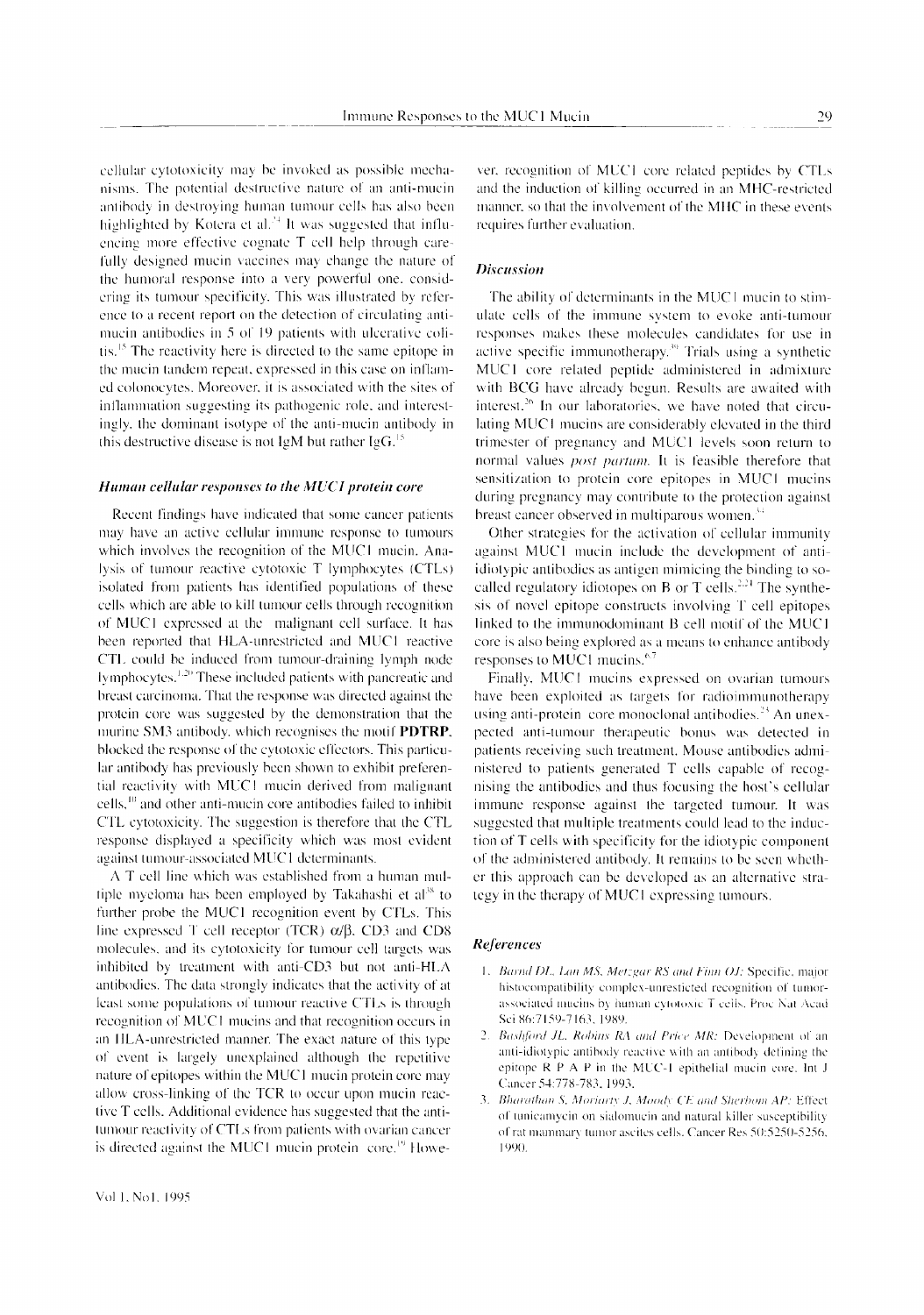cellular cytotoxicity may be invoked as possible mechanisms. The potential destructive nature of an anti-mucin antibody in destroying human tumour cells has also been highlighted by Kotera et al.[34] It was suggested that influencing more effective cognate T cell help through carefully designed mucin vaccines may change the nature of the humoral response into a very powerful one, considering its tumour specificity. This was illustrated by reference to a recent report on the detection of circulating anti-mucin antibodies in 5 of 19 patients with ulcerative colitis.[15] The reactivity here is directed to the same epitope in the mucin tandem repeat, expressed in this case on inflamed colonocytes. Moreover, it is associated with the sites of inflammation suggesting its pathogenic role, and interestingly, the dominant isotype of the anti-mucin antibody in this destructive disease is not IgM but rather IgG.[15]

### *Human cellular responses to the MUC1 protein core*

Recent findings have indicated that some cancer patients may have an active cellular immune response to tumours which involves the recognition of the MUC1 mucin. Analysis of tumour reactive cytotoxic T lymphocytes (CTLs) isolated from patients has identified populations of these cells which are able to kill tumour cells through recognition of MUC1 expressed at the malignant cell surface. It has been reported that HLA-unrestricted and MUC1 reactive CTL could be induced from tumour-draining lymph node lymphocytes.[1,20] These included patients with pancreatic and breast carcinoma. That the response was directed against the protein core was suggested by the demonstration that the murine SM3 antibody, which recognises the motif **PDTRP**, blocked the response of the cytotoxic effectors. This particular antibody has previously been shown to exhibit preferential reactivity with MUC1 mucin derived from malignant cells,[10] and other anti-mucin core antibodies failed to inhibit CTL cytotoxicity. The suggestion is therefore that the CTL response displayed a specificity which was most evident against tumour-associated MUC1 determinants.

A T cell line which was established from a human multiple myeloma has been employed by Takahashi et al[38] to further probe the MUC1 recognition event by CTLs. This line expressed T cell receptor (TCR) $\alpha/\beta$, CD3 and CD8 molecules, and its cytotoxicity for tumour cell targets was inhibited by treatment with anti-CD3 but not anti-HLA antibodies. The data strongly indicates that the activity of at least some populations of tumour reactive CTLs is through recognition of MUC1 mucins and that recognition occurs in an HLA-unrestricted manner. The exact nature of this type of event is largely unexplained although the repetitive nature of epitopes within the MUC1 mucin protein core may allow cross-linking of the TCR to occur upon mucin reactive T cells. Additional evidence has suggested that the anti-tumour reactivity of CTLs from patients with ovarian cancer is directed against the MUC1 mucin protein core.[19] However, recognition of MUC1 core related peptides by CTLs and the induction of killing occurred in an MHC-restricted manner, so that the involvement of the MHC in these events requires further evaluation.

### *Discussion*

The ability of determinants in the MUC1 mucin to stimulate cells of the immune system to evoke anti-tumour responses makes these molecules candidates for use in active specific immunotherapy.[30] Trials using a synthetic MUC1 core related peptide administered in admixture with BCG have already begun. Results are awaited with interest.[26] In our laboratories, we have noted that circulating MUC1 mucins are considerably elevated in the third trimester of pregnancy and MUC1 levels soon return to normal values *post partum*. It is feasible therefore that sensitization to protein core epitopes in MUC1 mucins during pregnancy may contribute to the protection against breast cancer observed in multiparous women.[31]

Other strategies for the activation of cellular immunity against MUC1 mucin include the development of anti-idiotypic antibodies as antigen mimicing the binding to so-called regulatory idiotopes on B or T cells.[2,21] The synthesis of novel epitope constructs involving T cell epitopes linked to the immunodominant B cell motif of the MUC1 core is also being explored as a means to enhance antibody responses to MUC1 mucins.[6,7]

Finally, MUC1 mucins expressed on ovarian tumours have been exploited as targets for radioimmunotherapy using anti-protein core monoclonal antibodies.[25] An unexpected anti-tumour therapeutic bonus was detected in patients receiving such treatment. Mouse antibodies administered to patients generated T cells capable of recognising the antibodies and thus focusing the host's cellular immune response against the targeted tumour. It was suggested that multiple treatments could lead to the induction of T cells with specificity for the idiotypic component of the administered antibody. It remains to be seen whether this approach can be developed as an alternative strategy in the therapy of MUC1 expressing tumours.

### *References*

1. *Barnd DL, Lan MS, Metzgar RS and Finn OJ:* Specific, major histocompatibility complex-unrestricted recognition of tumor-associated mucins by human cytotoxic T cells. Proc Nat Acad Sci 86:7159-7163, 1989.
2. *Bashford JL, Robins RA and Price MR:* Development of an anti-idiotypic antibody reactive with an antibody defining the epitope R P A P in the MUC-1 epithelial mucin core. Int J Cancer 54:778-783, 1993.
3. *Bharathan S, Moriarty J, Moody CE and Sherblom AP:* Effect of tunicamycin on sialomucin and natural killer susceptibility of rat mammary tumor ascites cells. Cancer Res 50:5250-5256, 1990.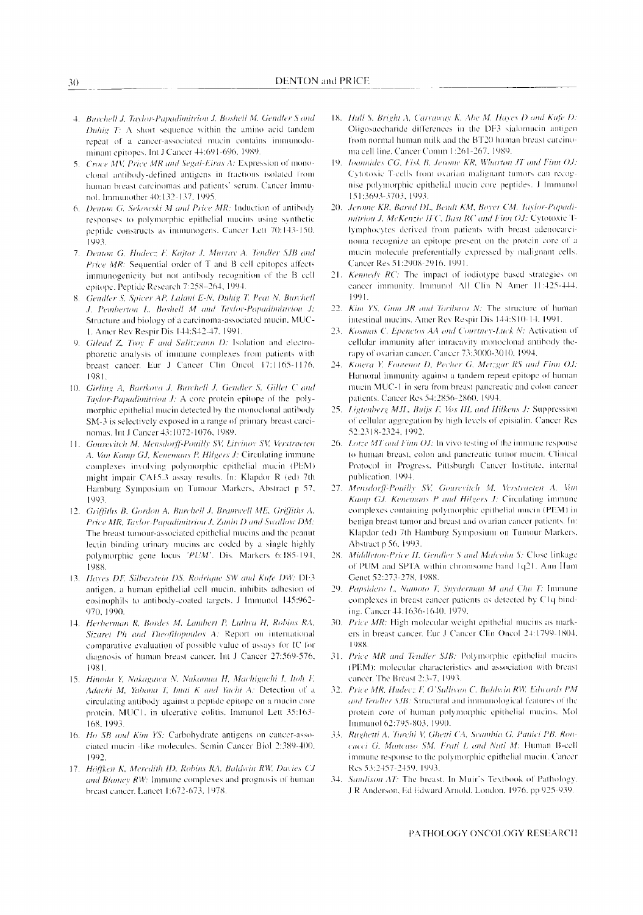4. *Burchell J, Taylor-Papadimitriou J, Boshell M, Gendler S and Duhig T:* A short sequence within the amino acid tandem repeat of a cancer-associated mucin contains immunodominant epitopes. Int J Cancer 44:691-696, 1989.
5. *Croce MV, Price MR and Segal-Eiras A:* Expression of monoclonal antibody-defined antigens in fractions isolated from human breast carcinomas and patients' serum. Cancer Immunol. Immunother 40:132-137, 1995.
6. *Denton G, Sekowski M and Price MR:* Induction of antibody responses to polymorphic epithelial mucins using synthetic peptide constructs as immunogens. Cancer Lett 70:143-150, 1993.
7. *Denton G, Hudecz F, Kajtar J, Murray A, Tendler SJB and Price MR:* Sequential order of T and B cell epitopes affects immunogenicity but not antibody recognition of the B cell epitope. Peptide Research 7:258-264, 1994.
8. *Gendler S, Spicer AP, Lalani E-N, Duhig T, Peat N, Burchell J, Pemberton L, Boshell M and Taylor-Papadimitriou J:* Structure and biology of a carcinoma-associated mucin, MUC-1. Amer Rev Respir Dis 144:S42-47, 1991.
9. *Gilead Z, Troy F and Sulitzeanu D:* Isolation and electrophoretic analysis of immune complexes from patients with breast cancer. Eur J Cancer Clin Oncol 17:1165-1176, 1981.
10. *Girling A, Bartkova J, Burchell J, Gendler S, Gillet C and Taylor-Papadimitriou J:* A core protein epitope of the polymorphic epithelial mucin detected by the monoclonal antibody SM-3 is selectively exposed in a range of primary breast carcinomas. Int J Cancer 43:1072-1076, 1989.
11. *Gourevitch M, Mensdorff-Pouilly SV, Litvinov SV, Verstraeten A, Van Kamp GJ, Kenemans P, Hilgers J:* Circulating immune complexes involving polymorphic epithelial mucin (PEM) might impair CA15.3 assay results. In: Klapdor R (ed) 7th Hamburg Symposium on Tumour Markers, Abstract p 57, 1993.
12. *Griffiths B, Gordon A, Burchell J, Bramwell ME, Griffiths A, Price MR, Taylor-Papadimitriou J, Zanin D and Swallow DM:* The breast tumour-associated epithelial mucins and the peanut lectin binding urinary mucins are coded by a single highly polymorphic gene locus 'PUM'. Dis. Markers 6:185-194, 1988.
13. *Hayes DF, Silberstein DS, Rodrique SW and Kufe DW:* DF3 antigen, a human epithelial cell mucin, inhibits adhesion of eosinophils to antibody-coated targets. J Immunol 145:962-970, 1990.
14. *Herberman R, Bordes M, Lambert P, Luthra H, Robins RA, Sizaret Ph and Theofilopoulos A:* Report on international comparative evaluation of possible value of assays for IC for diagnosis of human breast cancer. Int J Cancer 27:569-576, 1981.
15. *Hinoda Y, Nakagawa N, Nakamura H, Machiguchi I, Itoh F, Adachi M, Yabana T, Imai K and Yachi A:* Detection of a circulating antibody against a peptide epitope on a mucin core protein, MUC1, in ulcerative colitis. Immunol Lett 35:163-168, 1993.
16. *Ho SB and Kim YS:* Carbohydrate antigens on cancer-associated mucin -like molecules. Semin Cancer Biol 2:389-400, 1992.
17. *Hoffken K, Meredith ID, Robins RA, Baldwin RW, Davies CJ and Blamey RW:* Immune complexes and prognosis of human breast cancer. Lancet 1:672-673, 1978.
18. *Hull S, Bright A, Carraway K, Abe M, Hayes D and Kufe D:* Oligosaccharide differences in the DF3 sialomucin antigen from normal human milk and the BT20 human breast carcinoma cell line. Cancer Comm 1:261-267, 1989.
19. *Ioannides CG, Fisk B, Jerome KR, Wharton JT and Finn OJ:* Cytotoxic T-cells from ovarian malignant tumors can recognise polymorphic epithelial mucin core peptides. J Immunol 151:3693-3703, 1993.
20. *Jerome KR, Barnd DL, Bendt KM, Boyer CM, Taylor-Papadimitriou J, McKenzie IFC, Bast RC and Finn OJ:* Cytotoxic T-lymphocytes derived from patients with breast adenocarcinoma recognize an epitope present on the protein core of a mucin molecule preferentially expressed by malignant cells. Cancer Res 51:2908-2916, 1991.
21. *Kennedy RC:* The impact of idiotype based strategies on cancer immunity. Immunol All Clin N Amer 11:425-444, 1991.
22. *Kim YS, Gum JR and Toribara N:* The structure of human intestinal mucins. Amer Rev Respir Dis 144:S10-14, 1991.
23. *Kosmas C, Epenetos AA and Courtney-Luck N:* Activation of cellular immunity after intracavity monoclonal antibody therapy of ovarian cancer. Cancer 73:3000-3010, 1994.
24. *Kotera Y, Fontenot D, Pecher G, Metzgar RS and Finn OJ:* Humoral immunity against a tandem repeat epitope of human mucin MUC-1 in sera from breast pancreatic and colon cancer patients. Cancer Res 54:2856-2860, 1994.
25. *Ligtenberg MJL, Buijs F, Vos HL and Hilkens J:* Suppression of cellular aggregation by high levels of episialin. Cancer Res 52:2318-2324, 1992.
26. *Lotze MT and Finn OJ:* In vivo testing of the immune response to human breast, colon and pancreatic tumor mucin. Clinical Protocol in Progress, Pittsburgh Cancer Institute, internal publication, 1994.
27. *Mensdorff-Pouilly SV, Gourevitch M, Verstraeten A, Van Kamp GJ, Kenemans P and Hilgers J:* Circulating immune complexes containing polymorphic epithelial mucin (PEM) in benign breast tumor and breast and ovarian cancer patients. In: Klapdor (ed) 7th Hamburg Symposium on Tumour Markers, Abstract p 56, 1993.
28. *Middleton-Price H, Gendler S and Malcolm S:* Close linkage of PUM and SPTA within chromsome band 1q21. Ann Hum Genet 52:273-278, 1988.
29. *Papsidero L, Namoto T, Snyderman M and Chu T:* Immune complexes in breast cancer patients as detected by C1q binding. Cancer 44:1636-1640, 1979.
30. *Price MR:* High molecular weight epithelial mucins as markers in breast cancer. Eur J Cancer Clin Oncol 24:1799-1804, 1988.
31. *Price MR and Tendler SJB:* Polymorphic epithelial mucins (PEM): molecular characteristics and association with breast cancer. The Breast 2:3-7, 1993.
32. *Price MR, Hudecz F, O'Sullivan C, Baldwin RW, Edwards PM and Tendler SJB:* Structural and immunological features of the protein core of human polymorphic epithelial mucins. Mol Immunol 62:795-803, 1990.
33. *Rughetti A, Turchi V, Ghetti CA, Scambia G, Panici PB, Roncucci G, Mancuso SM, Frati L and Nuti M:* Human B-cell immune response to the polymorphic epithelial mucin. Cancer Res 53:2457-2459, 1993.
34. *Sandison AT:* The breast. In Muir's Textbook of Pathology. J R Anderson, Ed Edward Arnold, London, 1976. pp 925-939.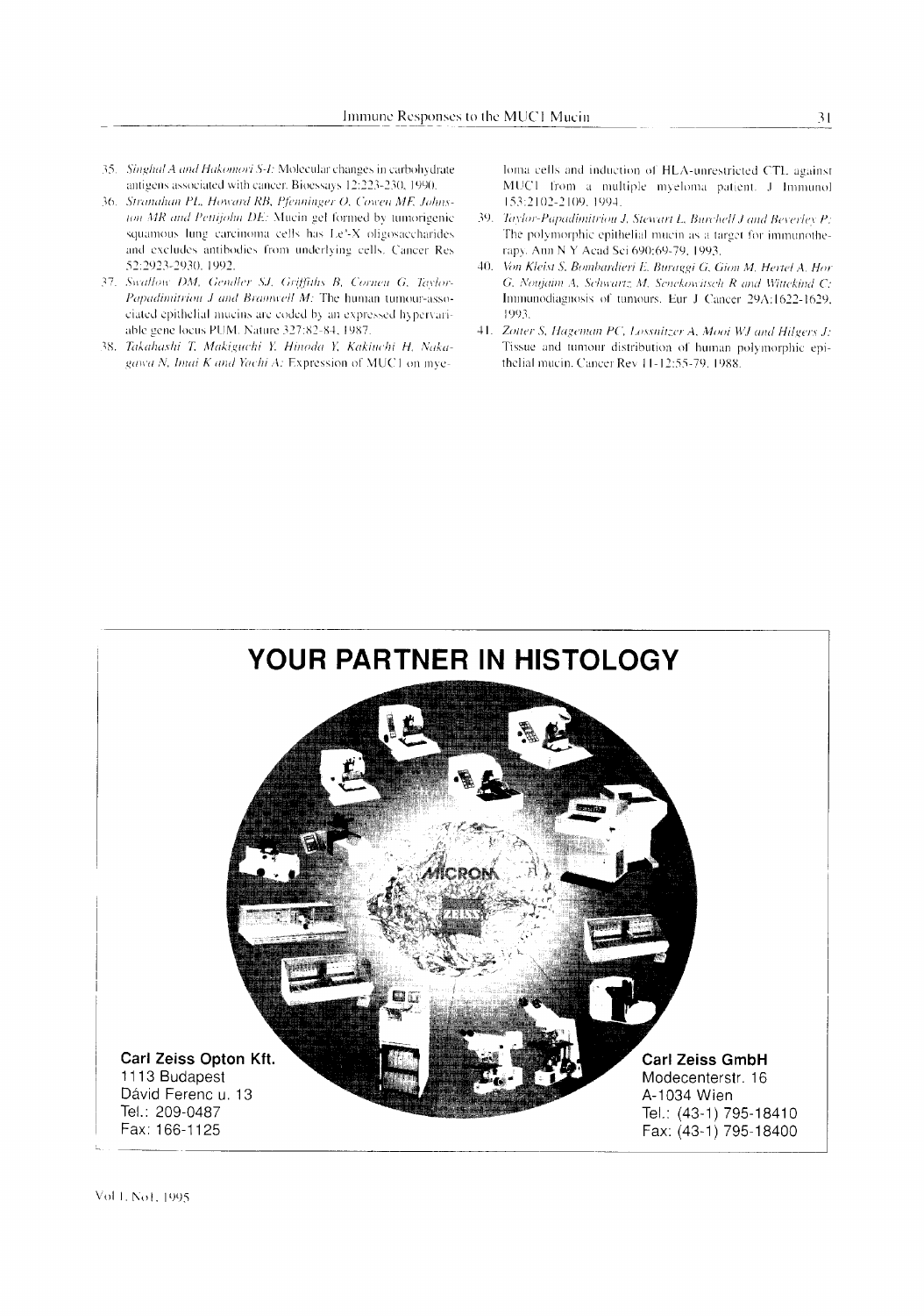35. *Singhal A and Hakomori S-I:* Molecular changes in carbohydrate antigens associated with cancer. Bioessays 12:223-230, 1990.
36. *Stronahan PL, Howard RB, Pfenninger O, Cowen MF, Johnston MR and Pettijohn DE:* Mucin gel formed by tumorigenic squamous lung carcinoma cells has Le$^{x}$-X oligosaccharides and excludes antibodies from underlying cells. Cancer Res 52:2923-2930, 1992.
37. *Swallow DM, Gendler SJ, Griffiths B, Corney G, Taylor-Papadimitriou J and Bramwell M:* The human tumour-associated epithelial mucins are coded by an expressed hypervariable gene locus PUM. Nature 327:82-84, 1987.
38. *Takahashi T, Makiguchi Y, Hinoda Y, Kakiuchi H, Nakagawa N, Imai K and Yachi A:* Expression of MUC1 on myeloma cells and induction of HLA-unrestricted CTL against MUC1 from a multiple myeloma patient. J Immunol 153:2102-2109, 1994.
39. *Taylor-Papadimitriou J, Stewart L, Burchell J and Beverley P:* The polymorphic epithelial mucin as a target for immunotherapy. Ann N Y Acad Sci 690:69-79, 1993.
40. *Von Kleist S, Bombardieri E, Buraggi G, Gion M, Hertel A, Hor G, Noujaim A, Schwartz M, Senekowitsch R and Wittekind C:* Immunodiagnosis of tumours. Eur J Cancer 29A:1622-1629, 1993.
41. *Zotter S, Hageman PC, Lossnitzer A, Mooi WJ and Hilgers J:* Tissue and tumour distribution of human polymorphic epithelial mucin. Cancer Rev 11-12:55-79, 1988.

## YOUR PARTNER IN HISTOLOGY

MICROM

ZEISS

**Carl Zeiss Opton Kft.**
1113 Budapest
Dávid Ferenc u. 13
Tel.: 209-0487
Fax: 166-1125

**Carl Zeiss GmbH**
Modecenterstr. 16
A-1034 Wien
Tel.: (43-1) 795-18410
Fax: (43-1) 795-18400